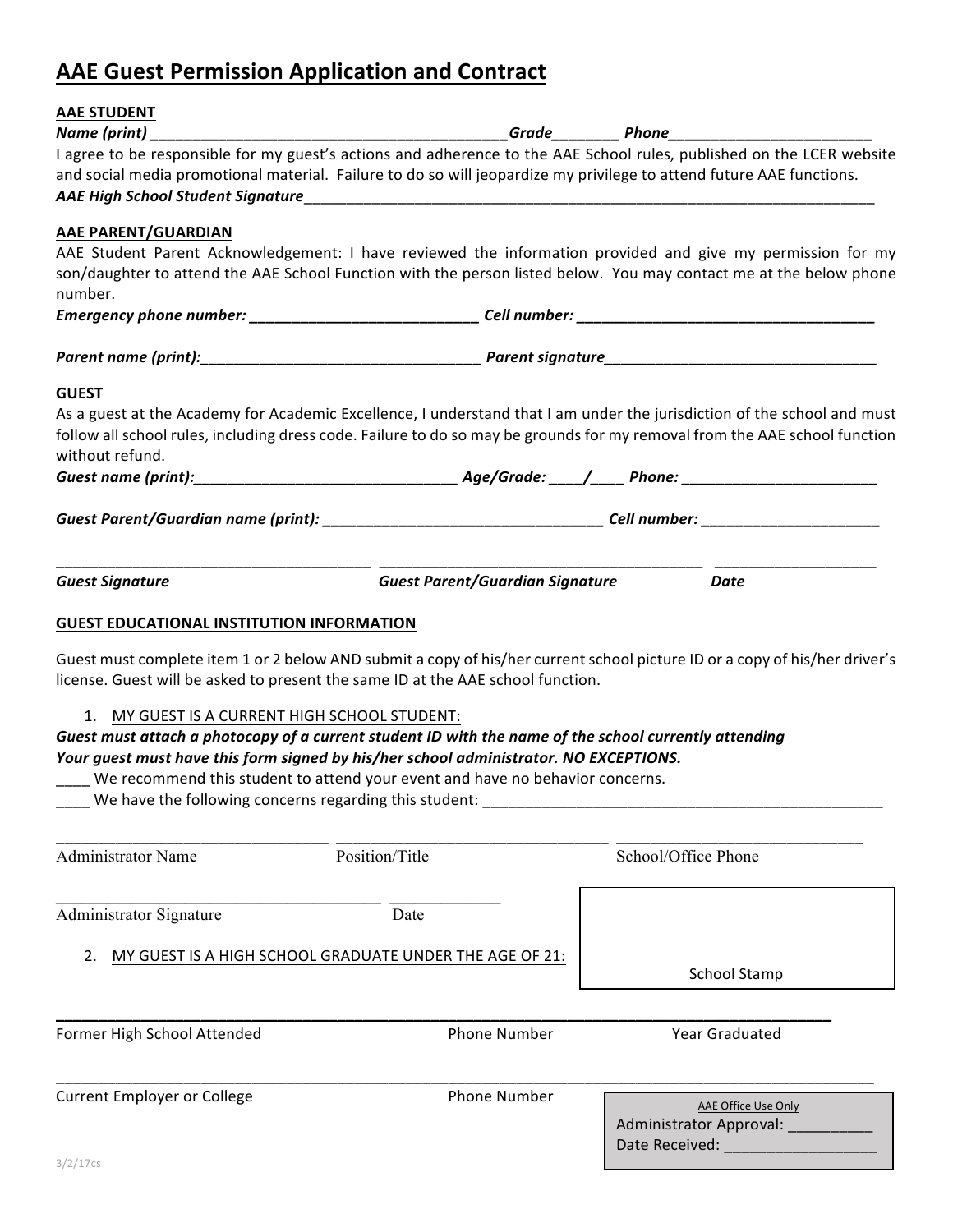# AAE Guest Permission Application and Contract

**AAE STUDENT**

***Name (print)* ___________________________________________ *Grade*________ *Phone*________________________**

I agree to be responsible for my guest's actions and adherence to the AAE School rules, published on the LCER website and social media promotional material. Failure to do so will jeopardize my privilege to attend future AAE functions.

***AAE High School Student Signature***_______________________________________________________________________

**AAE PARENT/GUARDIAN**

AAE Student Parent Acknowledgement: I have reviewed the information provided and give my permission for my son/daughter to attend the AAE School Function with the person listed below. You may contact me at the below phone number.

***Emergency phone number:* ____________________________ *Cell number:* _____________________________________**

***Parent name (print):*__________________________________ *Parent signature*_________________________________**

**GUEST**

As a guest at the Academy for Academic Excellence, I understand that I am under the jurisdiction of the school and must follow all school rules, including dress code. Failure to do so may be grounds for my removal from the AAE school function without refund.

***Guest name (print):*_______________________________ *Age/Grade:* ____/____ *Phone:* ________________________**

***Guest Parent/Guardian name (print):* __________________________________ *Cell number:* _____________________**

_______________________________________ _______________________________________ ____________________

***Guest Signature*** ***Guest Parent/Guardian Signature*** ***Date***

**GUEST EDUCATIONAL INSTITUTION INFORMATION**

Guest must complete item 1 or 2 below AND submit a copy of his/her current school picture ID or a copy of his/her driver's license. Guest will be asked to present the same ID at the AAE school function.

1. MY GUEST IS A CURRENT HIGH SCHOOL STUDENT:

***Guest must attach a photocopy of a current student ID with the name of the school currently attending***

***Your guest must have this form signed by his/her school administrator. NO EXCEPTIONS.***

____ We recommend this student to attend your event and have no behavior concerns.

____ We have the following concerns regarding this student: _________________________________________________

________________________________ ________________________________ _____________________________

Administrator Name Position/Title School/Office Phone

_______________________________________ _____________

Administrator Signature Date

School Stamp

2. MY GUEST IS A HIGH SCHOOL GRADUATE UNDER THE AGE OF 21:

______________________________________________________________________________________________

Former High School Attended Phone Number Year Graduated

______________________________________________________________________________________________

Current Employer or College Phone Number

AAE Office Use Only

Administrator Approval: __________

Date Received: _________________

3/2/17cs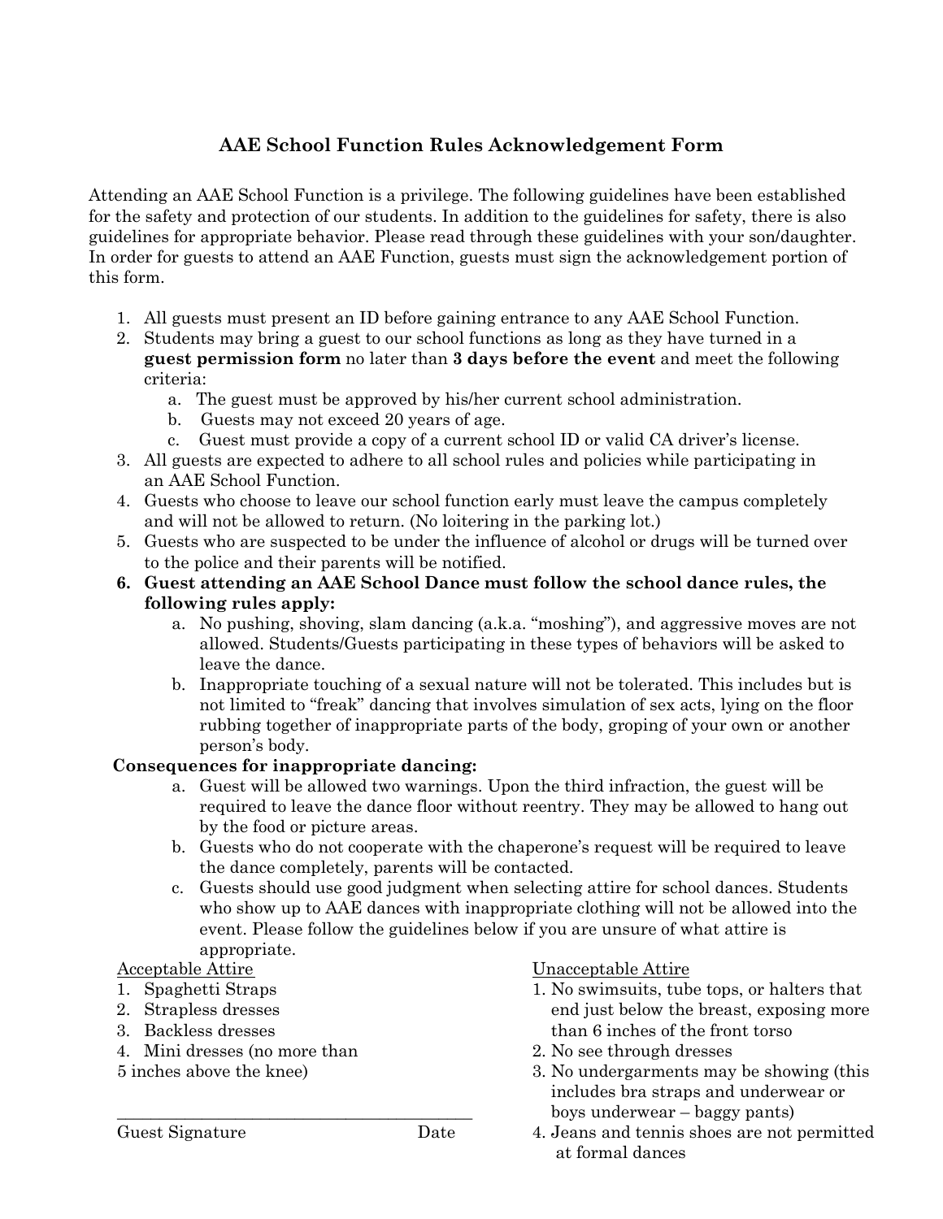## AAE School Function Rules Acknowledgement Form

Attending an AAE School Function is a privilege. The following guidelines have been established for the safety and protection of our students. In addition to the guidelines for safety, there is also guidelines for appropriate behavior. Please read through these guidelines with your son/daughter. In order for guests to attend an AAE Function, guests must sign the acknowledgement portion of this form.

1. All guests must present an ID before gaining entrance to any AAE School Function.
2. Students may bring a guest to our school functions as long as they have turned in a **guest permission form** no later than **3 days before the event** and meet the following criteria:
   a. The guest must be approved by his/her current school administration.
   b. Guests may not exceed 20 years of age.
   c. Guest must provide a copy of a current school ID or valid CA driver's license.
3. All guests are expected to adhere to all school rules and policies while participating in an AAE School Function.
4. Guests who choose to leave our school function early must leave the campus completely and will not be allowed to return. (No loitering in the parking lot.)
5. Guests who are suspected to be under the influence of alcohol or drugs will be turned over to the police and their parents will be notified.
6. **Guest attending an AAE School Dance must follow the school dance rules, the following rules apply:**
   a. No pushing, shoving, slam dancing (a.k.a. "moshing"), and aggressive moves are not allowed. Students/Guests participating in these types of behaviors will be asked to leave the dance.
   b. Inappropriate touching of a sexual nature will not be tolerated. This includes but is not limited to "freak" dancing that involves simulation of sex acts, lying on the floor rubbing together of inappropriate parts of the body, groping of your own or another person's body.

**Consequences for inappropriate dancing:**

a. Guest will be allowed two warnings. Upon the third infraction, the guest will be required to leave the dance floor without reentry. They may be allowed to hang out by the food or picture areas.
b. Guests who do not cooperate with the chaperone's request will be required to leave the dance completely, parents will be contacted.
c. Guests should use good judgment when selecting attire for school dances. Students who show up to AAE dances with inappropriate clothing will not be allowed into the event. Please follow the guidelines below if you are unsure of what attire is appropriate.

Acceptable Attire

1. Spaghetti Straps
2. Strapless dresses
3. Backless dresses
4. Mini dresses (no more than 5 inches above the knee)

Unacceptable Attire

1. No swimsuits, tube tops, or halters that end just below the breast, exposing more than 6 inches of the front torso
2. No see through dresses
3. No undergarments may be showing (this includes bra straps and underwear or boys underwear – baggy pants)
4. Jeans and tennis shoes are not permitted at formal dances

\_\_\_\_\_\_\_\_\_\_\_\_\_\_\_\_\_\_\_\_\_\_\_\_\_\_\_\_\_\_\_\_\_\_\_\_\_\_\_\_\_\_

Guest Signature Date